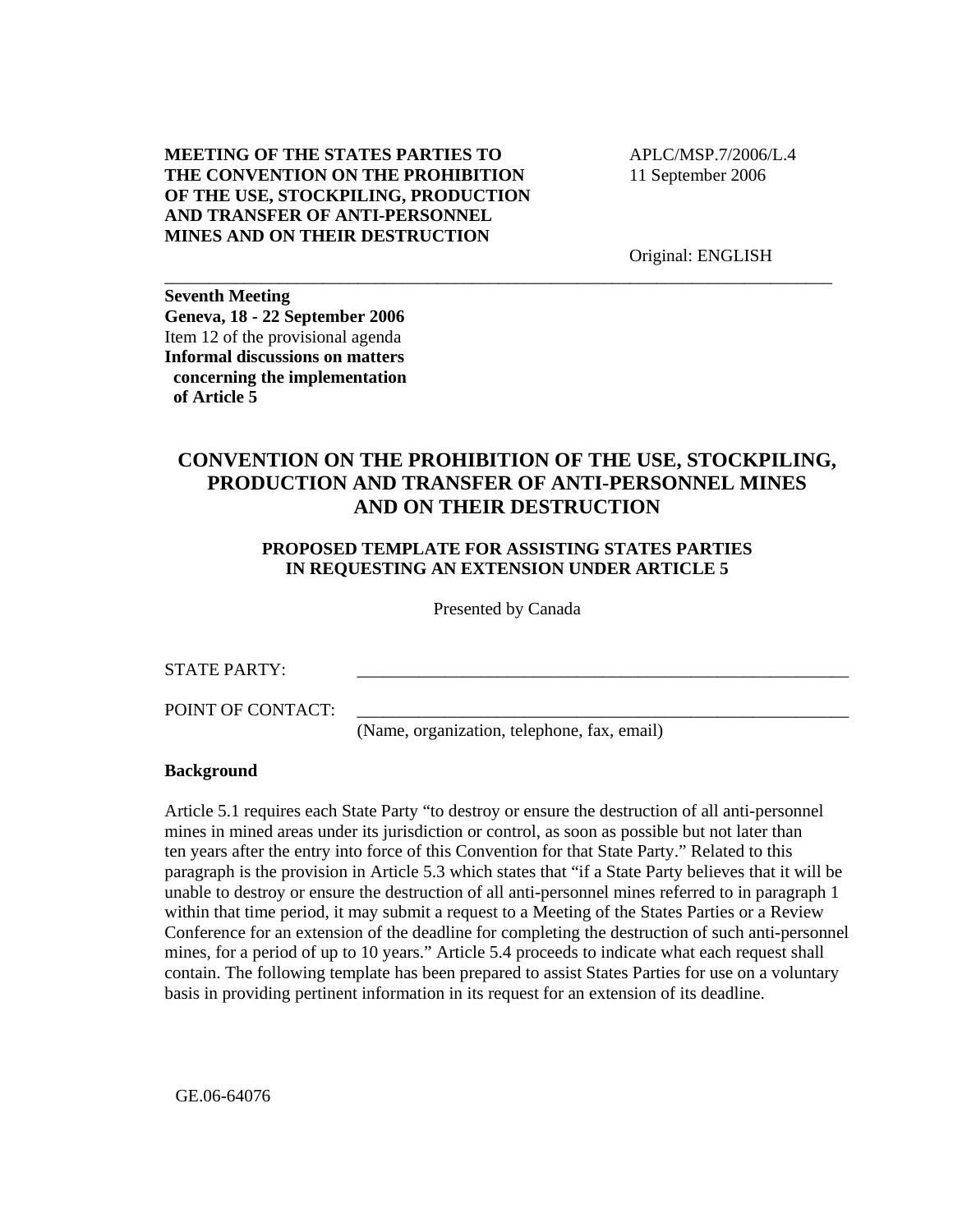**MEETING OF THE STATES PARTIES TO THE CONVENTION ON THE PROHIBITION OF THE USE, STOCKPILING, PRODUCTION AND TRANSFER OF ANTI-PERSONNEL MINES AND ON THEIR DESTRUCTION**

APLC/MSP.7/2006/L.4
11 September 2006

Original: ENGLISH

---

**Seventh Meeting**
**Geneva, 18 - 22 September 2006**
Item 12 of the provisional agenda
**Informal discussions on matters concerning the implementation of Article 5**

# CONVENTION ON THE PROHIBITION OF THE USE, STOCKPILING, PRODUCTION AND TRANSFER OF ANTI-PERSONNEL MINES AND ON THEIR DESTRUCTION

## PROPOSED TEMPLATE FOR ASSISTING STATES PARTIES IN REQUESTING AN EXTENSION UNDER ARTICLE 5

Presented by Canada

STATE PARTY: \_\_\_\_\_\_\_\_\_\_\_\_\_\_\_\_\_\_\_\_\_\_\_\_\_\_\_\_\_\_\_\_\_\_\_\_\_\_\_\_\_\_\_\_\_\_\_\_

POINT OF CONTACT: \_\_\_\_\_\_\_\_\_\_\_\_\_\_\_\_\_\_\_\_\_\_\_\_\_\_\_\_\_\_\_\_\_\_\_\_\_\_\_\_\_\_\_\_\_\_\_\_
(Name, organization, telephone, fax, email)

**Background**

Article 5.1 requires each State Party "to destroy or ensure the destruction of all anti-personnel mines in mined areas under its jurisdiction or control, as soon as possible but not later than ten years after the entry into force of this Convention for that State Party." Related to this paragraph is the provision in Article 5.3 which states that "if a State Party believes that it will be unable to destroy or ensure the destruction of all anti-personnel mines referred to in paragraph 1 within that time period, it may submit a request to a Meeting of the States Parties or a Review Conference for an extension of the deadline for completing the destruction of such anti-personnel mines, for a period of up to 10 years." Article 5.4 proceeds to indicate what each request shall contain. The following template has been prepared to assist States Parties for use on a voluntary basis in providing pertinent information in its request for an extension of its deadline.

GE.06-64076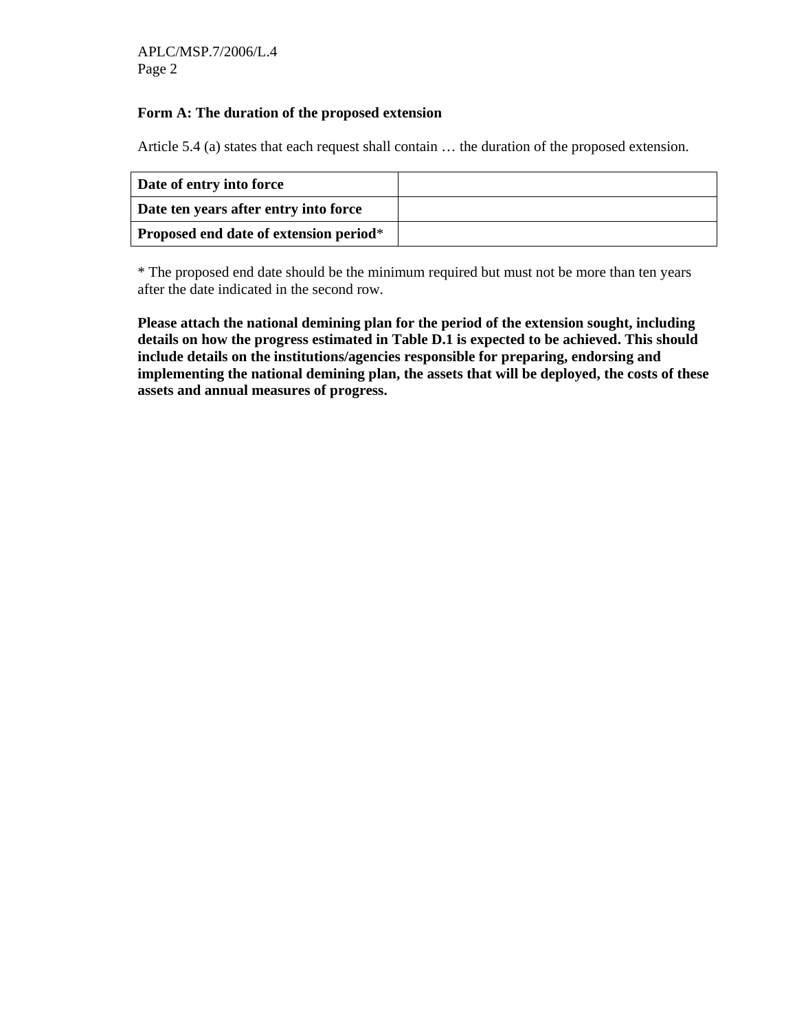**Form A: The duration of the proposed extension**

Article 5.4 (a) states that each request shall contain … the duration of the proposed extension.

| | |
|---|---|
| **Date of entry into force** | |
| **Date ten years after entry into force** | |
| **Proposed end date of extension period*** | |

* The proposed end date should be the minimum required but must not be more than ten years after the date indicated in the second row.

**Please attach the national demining plan for the period of the extension sought, including details on how the progress estimated in Table D.1 is expected to be achieved. This should include details on the institutions/agencies responsible for preparing, endorsing and implementing the national demining plan, the assets that will be deployed, the costs of these assets and annual measures of progress.**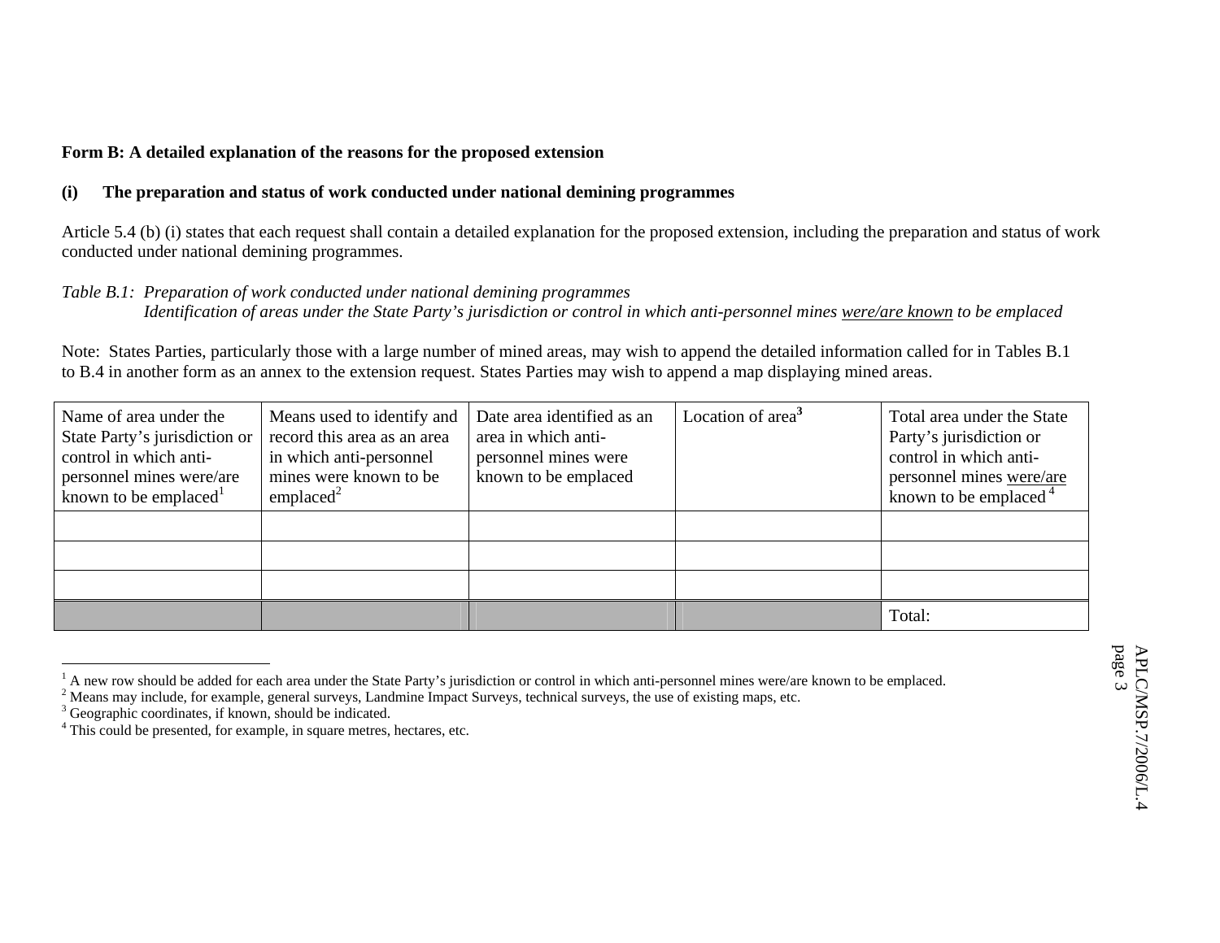**Form B: A detailed explanation of the reasons for the proposed extension**

**(i) The preparation and status of work conducted under national demining programmes**

Article 5.4 (b) (i) states that each request shall contain a detailed explanation for the proposed extension, including the preparation and status of work conducted under national demining programmes.

*Table B.1: Preparation of work conducted under national demining programmes*
*Identification of areas under the State Party's jurisdiction or control in which anti-personnel mines were/are known to be emplaced*

Note: States Parties, particularly those with a large number of mined areas, may wish to append the detailed information called for in Tables B.1 to B.4 in another form as an annex to the extension request. States Parties may wish to append a map displaying mined areas.

| Name of area under the State Party's jurisdiction or control in which anti-personnel mines were/are known to be emplaced[1] | Means used to identify and record this area as an area in which anti-personnel mines were known to be emplaced[2] | Date area identified as an area in which anti-personnel mines were known to be emplaced | Location of area[3] | Total area under the State Party's jurisdiction or control in which anti-personnel mines were/are known to be emplaced[4] |
|---|---|---|---|---|
| | | | | |
| | | | | |
| | | | | |
| | | | | Total: |

[1] A new row should be added for each area under the State Party's jurisdiction or control in which anti-personnel mines were/are known to be emplaced.
[2] Means may include, for example, general surveys, Landmine Impact Surveys, technical surveys, the use of existing maps, etc.
[3] Geographic coordinates, if known, should be indicated.
[4] This could be presented, for example, in square metres, hectares, etc.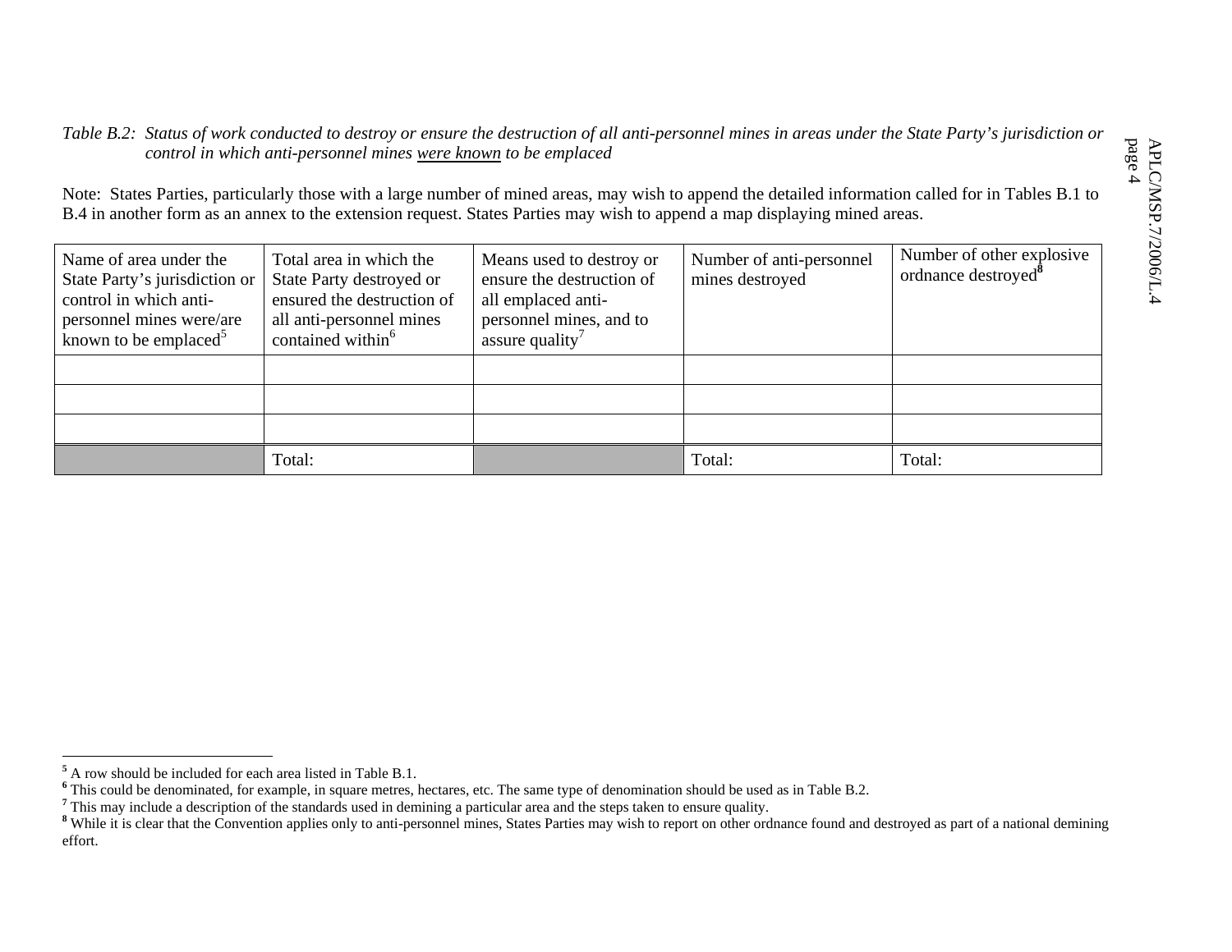*Table B.2: Status of work conducted to destroy or ensure the destruction of all anti-personnel mines in areas under the State Party's jurisdiction or control in which anti-personnel mines were known to be emplaced*

Note: States Parties, particularly those with a large number of mined areas, may wish to append the detailed information called for in Tables B.1 to B.4 in another form as an annex to the extension request. States Parties may wish to append a map displaying mined areas.

| Name of area under the State Party's jurisdiction or control in which anti-personnel mines were/are known to be emplaced[5] | Total area in which the State Party destroyed or ensured the destruction of all anti-personnel mines contained within[6] | Means used to destroy or ensure the destruction of all emplaced anti-personnel mines, and to assure quality[7] | Number of anti-personnel mines destroyed | Number of other explosive ordnance destroyed[8] |
|---|---|---|---|---|
| | | | | |
| | | | | |
| | | | | |
| | Total: | | Total: | Total: |

[5] A row should be included for each area listed in Table B.1.

[6] This could be denominated, for example, in square metres, hectares, etc. The same type of denomination should be used as in Table B.2.

[7] This may include a description of the standards used in demining a particular area and the steps taken to ensure quality.

[8] While it is clear that the Convention applies only to anti-personnel mines, States Parties may wish to report on other ordnance found and destroyed as part of a national demining effort.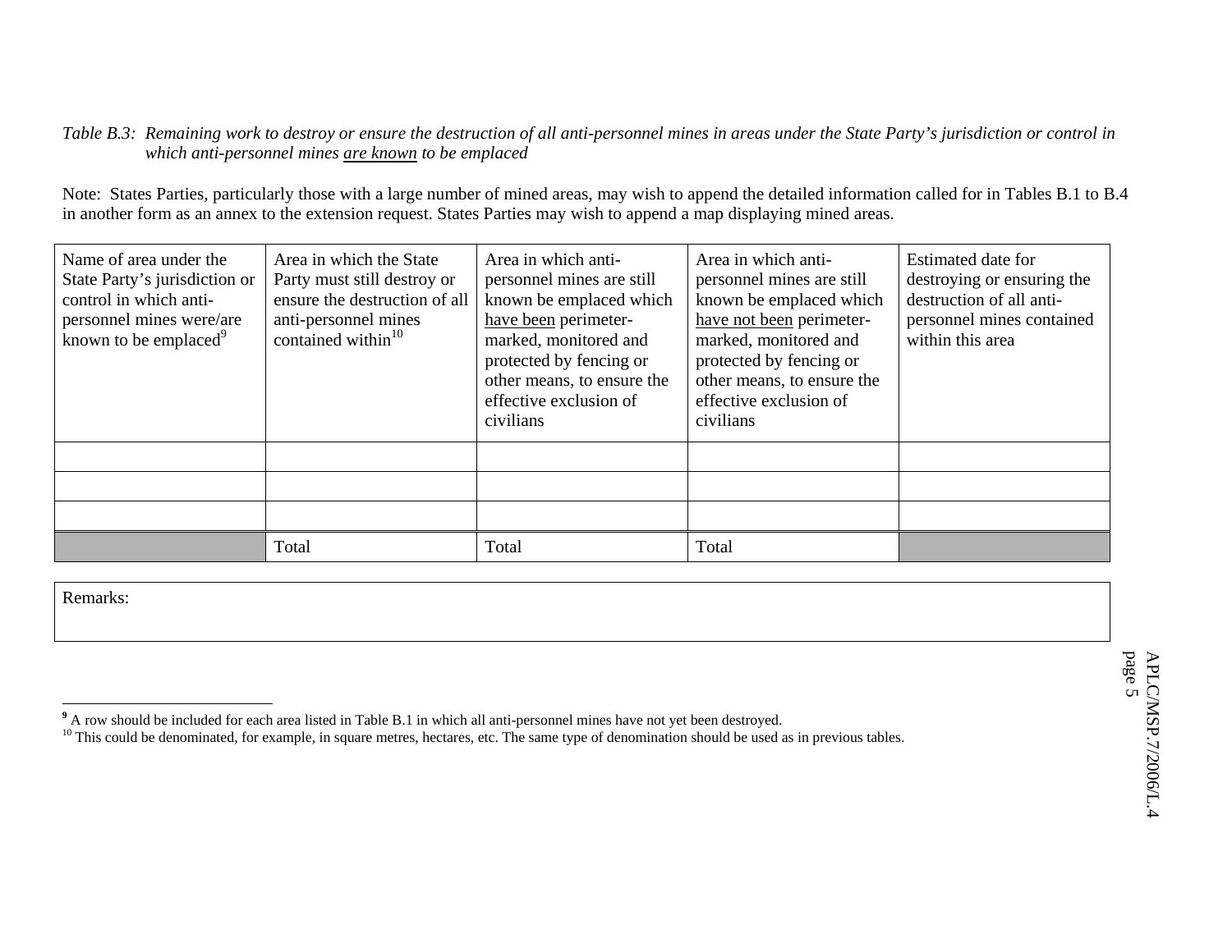*Table B.3: Remaining work to destroy or ensure the destruction of all anti-personnel mines in areas under the State Party's jurisdiction or control in which anti-personnel mines <u>are known</u> to be emplaced*

Note: States Parties, particularly those with a large number of mined areas, may wish to append the detailed information called for in Tables B.1 to B.4 in another form as an annex to the extension request. States Parties may wish to append a map displaying mined areas.

| Name of area under the State Party's jurisdiction or control in which anti-personnel mines were/are known to be emplaced[9] | Area in which the State Party must still destroy or ensure the destruction of all anti-personnel mines contained within[10] | Area in which anti-personnel mines are still known be emplaced which <u>have been</u> perimeter-marked, monitored and protected by fencing or other means, to ensure the effective exclusion of civilians | Area in which anti-personnel mines are still known be emplaced which <u>have not been</u> perimeter-marked, monitored and protected by fencing or other means, to ensure the effective exclusion of civilians | Estimated date for destroying or ensuring the destruction of all anti-personnel mines contained within this area |
|---|---|---|---|---|
| | | | | |
| | | | | |
| | | | | |
| | Total | Total | Total | |

| Remarks: |
|---|
| |

[9] A row should be included for each area listed in Table B.1 in which all anti-personnel mines have not yet been destroyed.

[10] This could be denominated, for example, in square metres, hectares, etc. The same type of denomination should be used as in previous tables.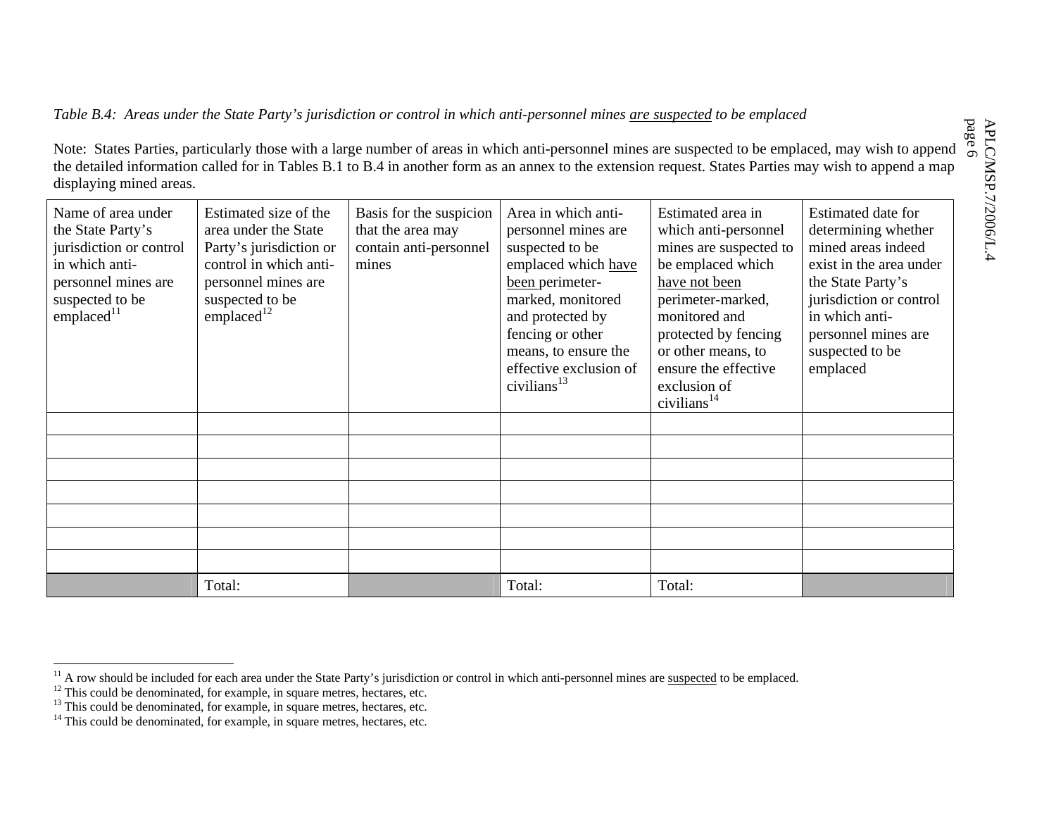*Table B.4: Areas under the State Party's jurisdiction or control in which anti-personnel mines are suspected to be emplaced*

Note: States Parties, particularly those with a large number of areas in which anti-personnel mines are suspected to be emplaced, may wish to append the detailed information called for in Tables B.1 to B.4 in another form as an annex to the extension request. States Parties may wish to append a map displaying mined areas.

| Name of area under the State Party's jurisdiction or control in which anti-personnel mines are suspected to be emplaced[11] | Estimated size of the area under the State Party's jurisdiction or control in which anti-personnel mines are suspected to be emplaced[12] | Basis for the suspicion that the area may contain anti-personnel mines | Area in which anti-personnel mines are suspected to be emplaced which have been perimeter-marked, monitored and protected by fencing or other means, to ensure the effective exclusion of civilians[13] | Estimated area in which anti-personnel mines are suspected to be emplaced which have not been perimeter-marked, monitored and protected by fencing or other means, to ensure the effective exclusion of civilians[14] | Estimated date for determining whether mined areas indeed exist in the area under the State Party's jurisdiction or control in which anti-personnel mines are suspected to be emplaced |
|---|---|---|---|---|---|
| | | | | | |
| | | | | | |
| | | | | | |
| | | | | | |
| | | | | | |
| | | | | | |
| | | | | | |
| | Total: | | Total: | Total: | |

[11] A row should be included for each area under the State Party's jurisdiction or control in which anti-personnel mines are suspected to be emplaced.

[12] This could be denominated, for example, in square metres, hectares, etc.

[13] This could be denominated, for example, in square metres, hectares, etc.

[14] This could be denominated, for example, in square metres, hectares, etc.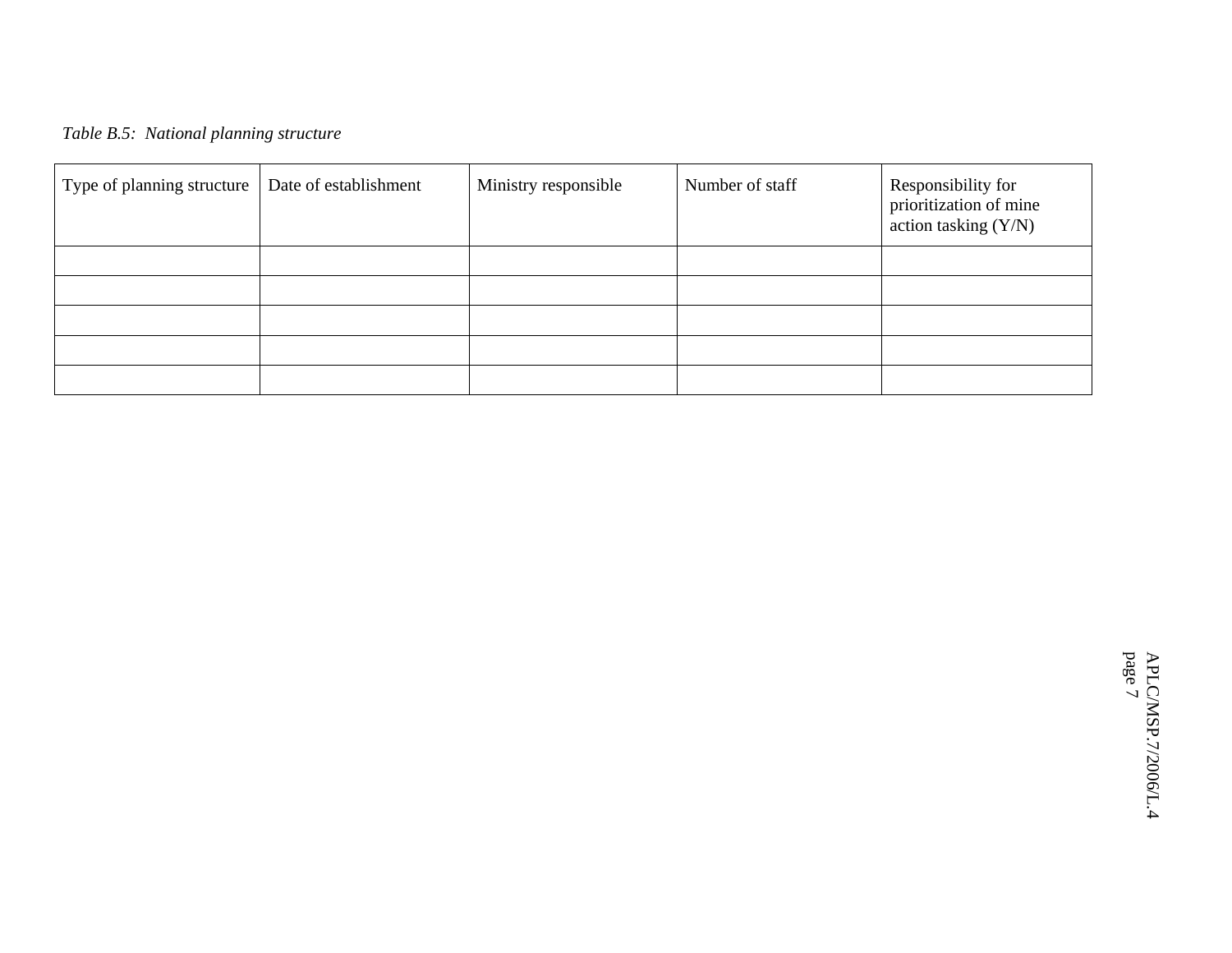*Table B.5: National planning structure*

| Type of planning structure | Date of establishment | Ministry responsible | Number of staff | Responsibility for prioritization of mine action tasking (Y/N) |
|---|---|---|---|---|
| | | | | |
| | | | | |
| | | | | |
| | | | | |
| | | | | |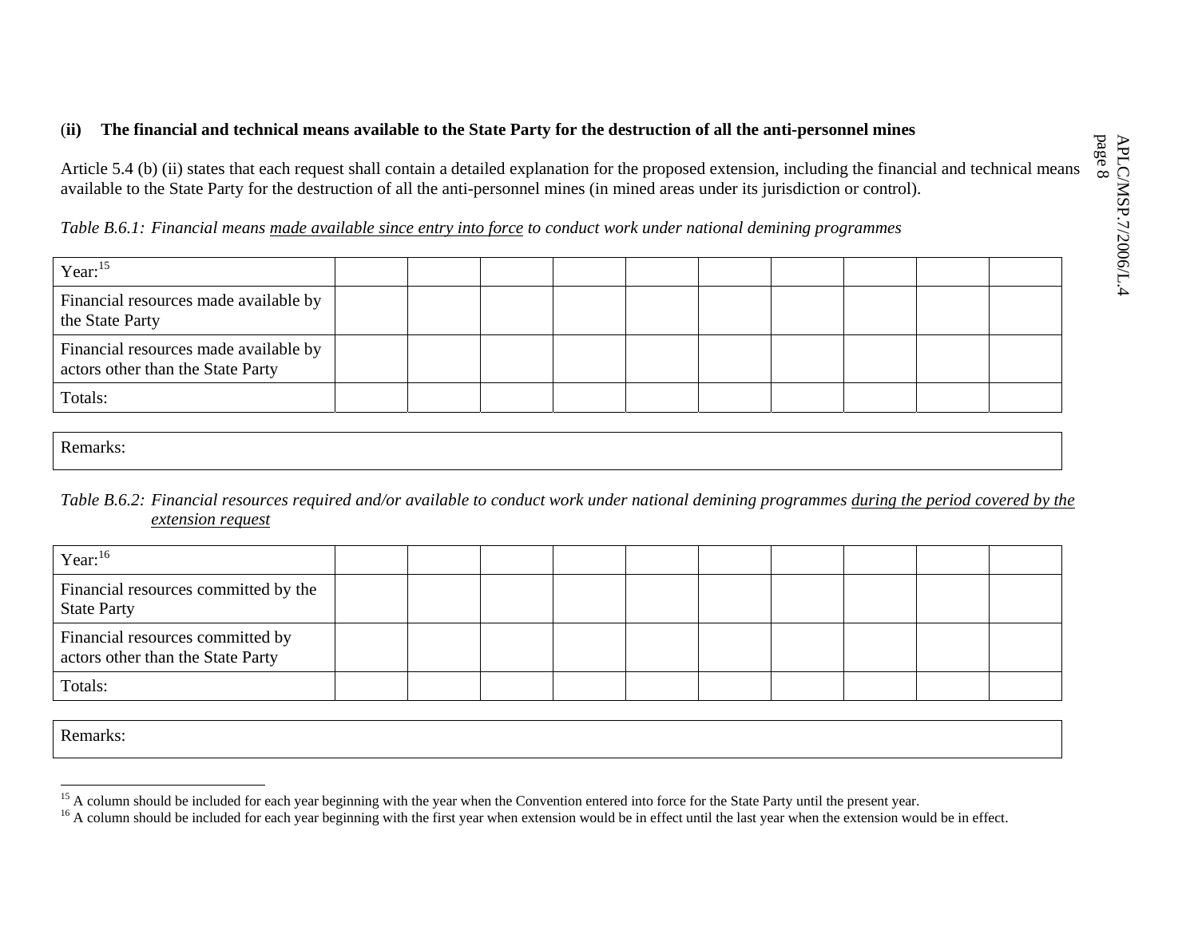### (ii) The financial and technical means available to the State Party for the destruction of all the anti-personnel mines

Article 5.4 (b) (ii) states that each request shall contain a detailed explanation for the proposed extension, including the financial and technical means available to the State Party for the destruction of all the anti-personnel mines (in mined areas under its jurisdiction or control).

*Table B.6.1: Financial means made available since entry into force to conduct work under national demining programmes*

| Year:[15] | | | | | | | | | | |
|---|---|---|---|---|---|---|---|---|---|---|
| Financial resources made available by the State Party | | | | | | | | | | |
| Financial resources made available by actors other than the State Party | | | | | | | | | | |
| Totals: | | | | | | | | | | |

| Remarks: |
|---|

*Table B.6.2: Financial resources required and/or available to conduct work under national demining programmes during the period covered by the extension request*

| Year:[16] | | | | | | | | | | |
|---|---|---|---|---|---|---|---|---|---|---|
| Financial resources committed by the State Party | | | | | | | | | | |
| Financial resources committed by actors other than the State Party | | | | | | | | | | |
| Totals: | | | | | | | | | | |

| Remarks: |
|---|

---

[15] A column should be included for each year beginning with the year when the Convention entered into force for the State Party until the present year.

[16] A column should be included for each year beginning with the first year when extension would be in effect until the last year when the extension would be in effect.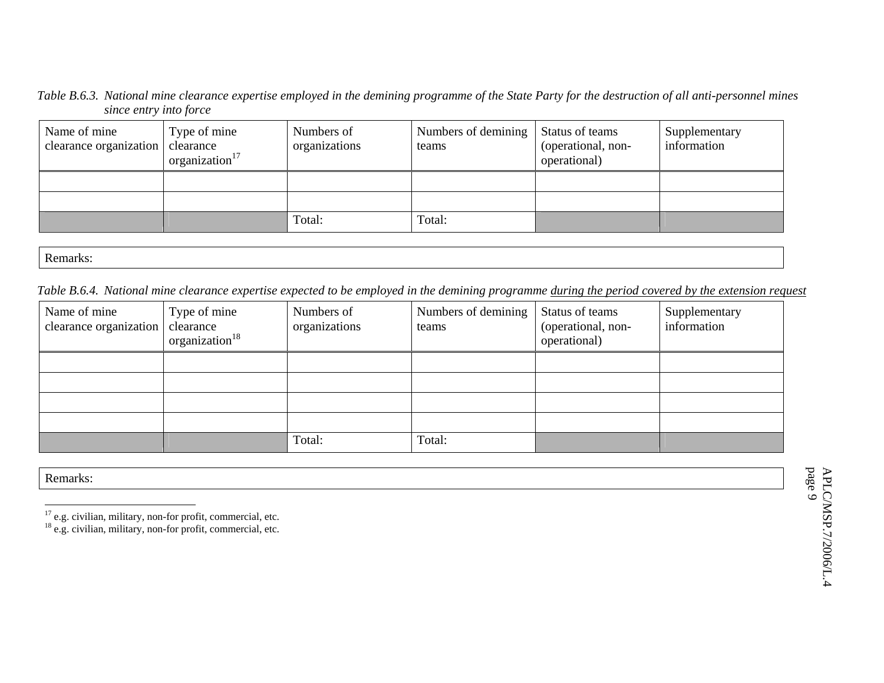*Table B.6.3. National mine clearance expertise employed in the demining programme of the State Party for the destruction of all anti-personnel mines since entry into force*

| Name of mine clearance organization | Type of mine clearance organization[17] | Numbers of organizations | Numbers of demining teams | Status of teams (operational, non-operational) | Supplementary information |
|---|---|---|---|---|---|
| | | | | | |
| | | | | | |
| | | Total: | Total: | | |

| Remarks: |
|---|

*Table B.6.4. National mine clearance expertise expected to be employed in the demining programme <u>during the period covered by the extension request</u>*

| Name of mine clearance organization | Type of mine clearance organization[18] | Numbers of organizations | Numbers of demining teams | Status of teams (operational, non-operational) | Supplementary information |
|---|---|---|---|---|---|
| | | | | | |
| | | | | | |
| | | | | | |
| | | | | | |
| | | Total: | Total: | | |

| Remarks: |
|---|

[17] e.g. civilian, military, non-for profit, commercial, etc.

[18] e.g. civilian, military, non-for profit, commercial, etc.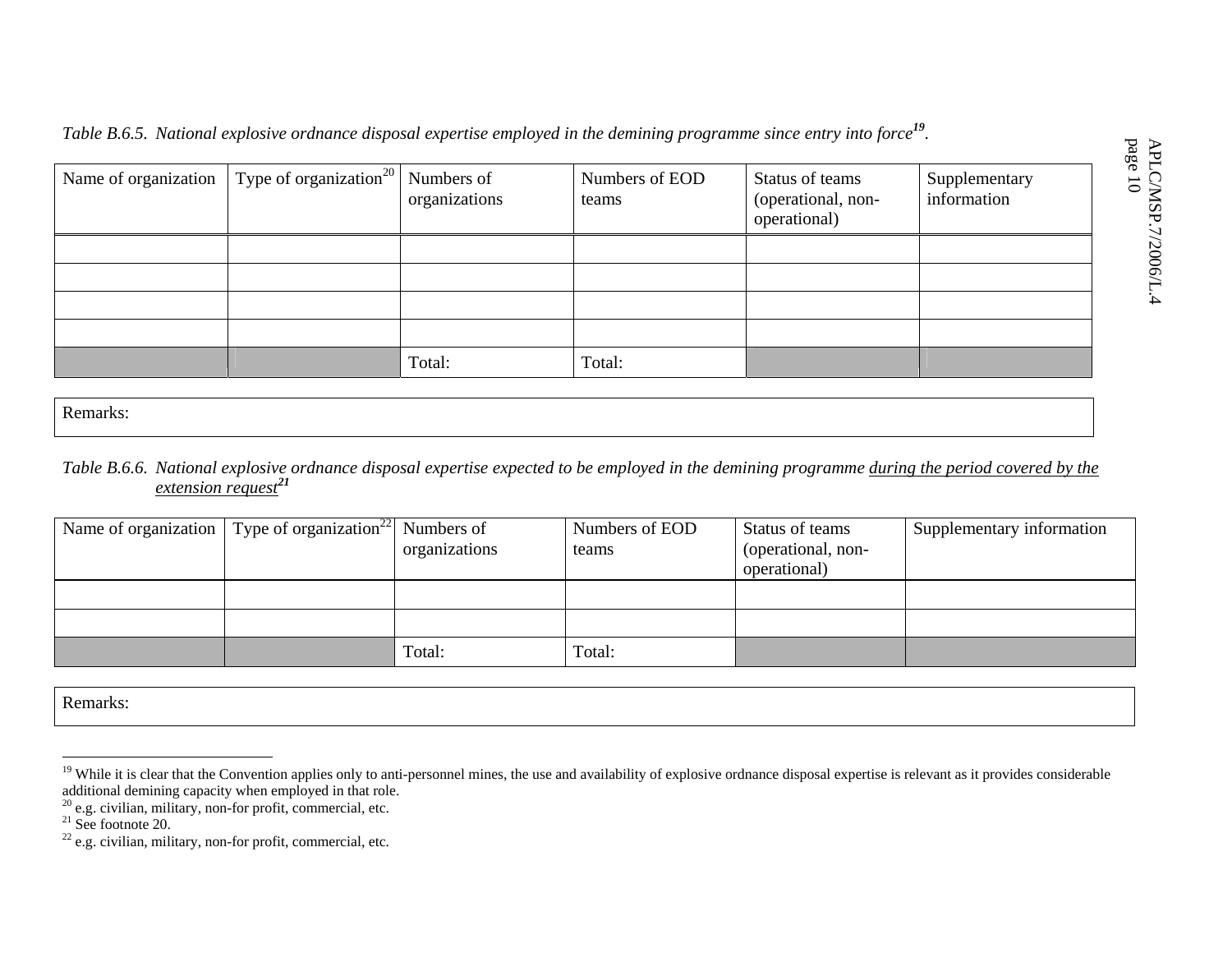*Table B.6.5. National explosive ordnance disposal expertise employed in the demining programme since entry into force[19].*

| Name of organization | Type of organization[20] | Numbers of organizations | Numbers of EOD teams | Status of teams (operational, non-operational) | Supplementary information |
|---|---|---|---|---|---|
| | | | | | |
| | | | | | |
| | | | | | |
| | | | | | |
| | | Total: | Total: | | |

| Remarks: |
|---|

*Table B.6.6. National explosive ordnance disposal expertise expected to be employed in the demining programme <u>during the period covered by the extension request</u>[21]*

| Name of organization | Type of organization[22] | Numbers of organizations | Numbers of EOD teams | Status of teams (operational, non-operational) | Supplementary information |
|---|---|---|---|---|---|
| | | | | | |
| | | | | | |
| | | Total: | Total: | | |

| Remarks: |
|---|

---

[19] While it is clear that the Convention applies only to anti-personnel mines, the use and availability of explosive ordnance disposal expertise is relevant as it provides considerable additional demining capacity when employed in that role.

[20] e.g. civilian, military, non-for profit, commercial, etc.

[21] See footnote 20.

[22] e.g. civilian, military, non-for profit, commercial, etc.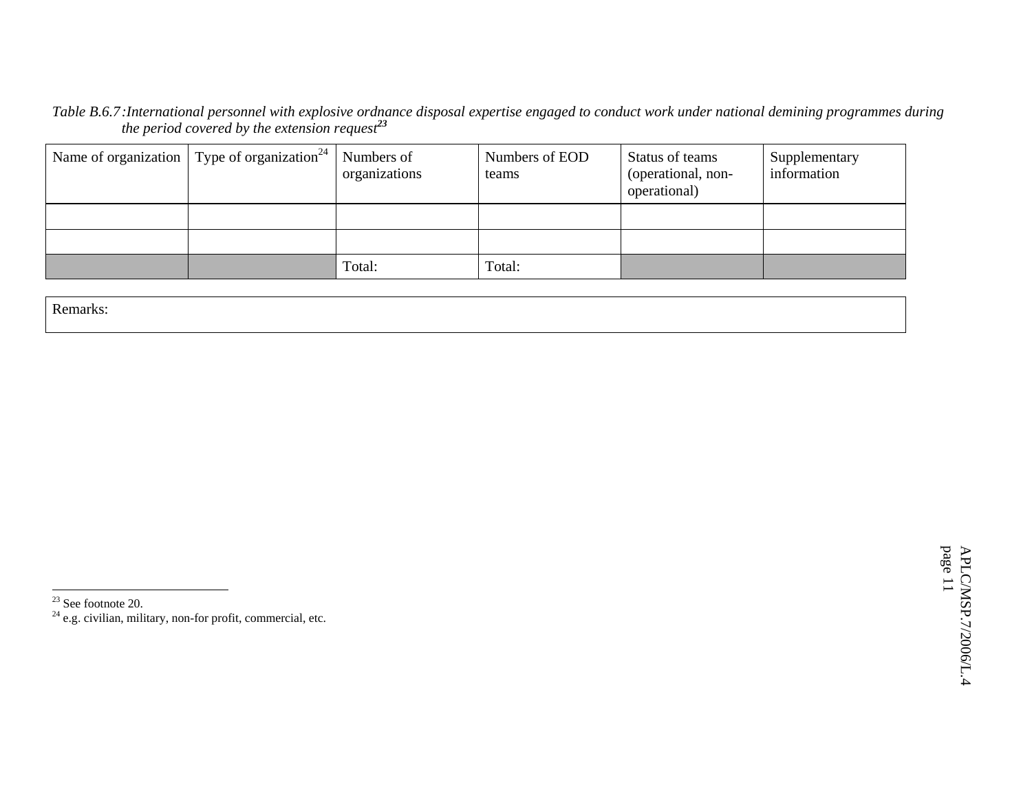*Table B.6.7: International personnel with explosive ordnance disposal expertise engaged to conduct work under national demining programmes during the period covered by the extension request*[23]

| Name of organization | Type of organization[24] | Numbers of organizations | Numbers of EOD teams | Status of teams (operational, non-operational) | Supplementary information |
|---|---|---|---|---|---|
| | | | | | |
| | | | | | |
| | | Total: | Total: | | |

| Remarks: |
|---|

[23] See footnote 20.

[24] e.g. civilian, military, non-for profit, commercial, etc.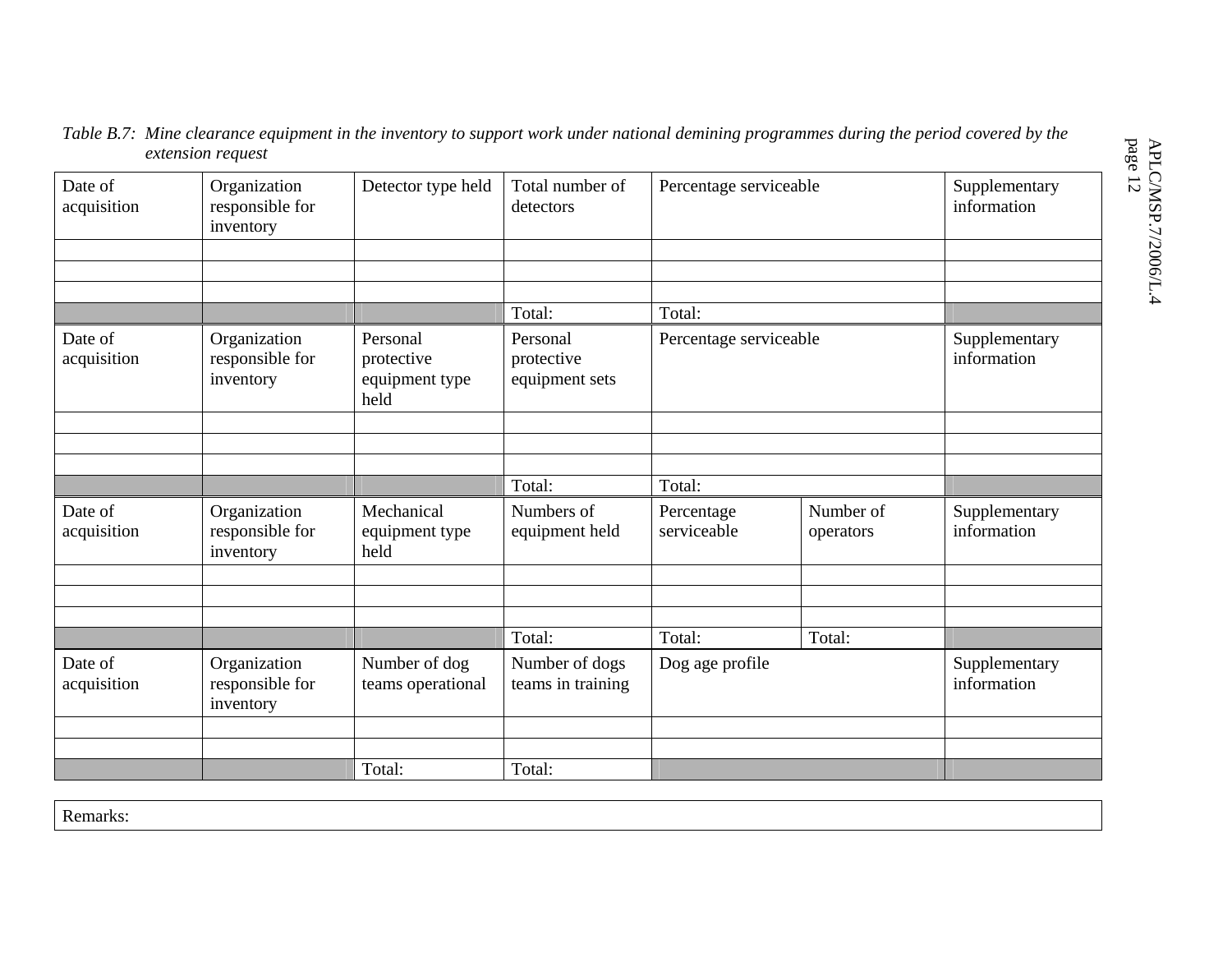*Table B.7: Mine clearance equipment in the inventory to support work under national demining programmes during the period covered by the extension request*

| Date of acquisition | Organization responsible for inventory | Detector type held | Total number of detectors | Percentage serviceable | | Supplementary information |
|---|---|---|---|---|---|---|
| | | | | | | |
| | | | | | | |
| | | | | | | |
| | | | Total: | Total: | | |
| **Date of acquisition** | **Organization responsible for inventory** | **Personal protective equipment type held** | **Personal protective equipment sets** | **Percentage serviceable** | | **Supplementary information** |
| | | | | | | |
| | | | | | | |
| | | | | | | |
| | | | Total: | Total: | | |
| **Date of acquisition** | **Organization responsible for inventory** | **Mechanical equipment type held** | **Numbers of equipment held** | **Percentage serviceable** | **Number of operators** | **Supplementary information** |
| | | | | | | |
| | | | | | | |
| | | | | | | |
| | | | Total: | Total: | Total: | |
| **Date of acquisition** | **Organization responsible for inventory** | **Number of dog teams operational** | **Number of dogs teams in training** | **Dog age profile** | | **Supplementary information** |
| | | | | | | |
| | | | | | | |
| | | Total: | Total: | | | |

Remarks: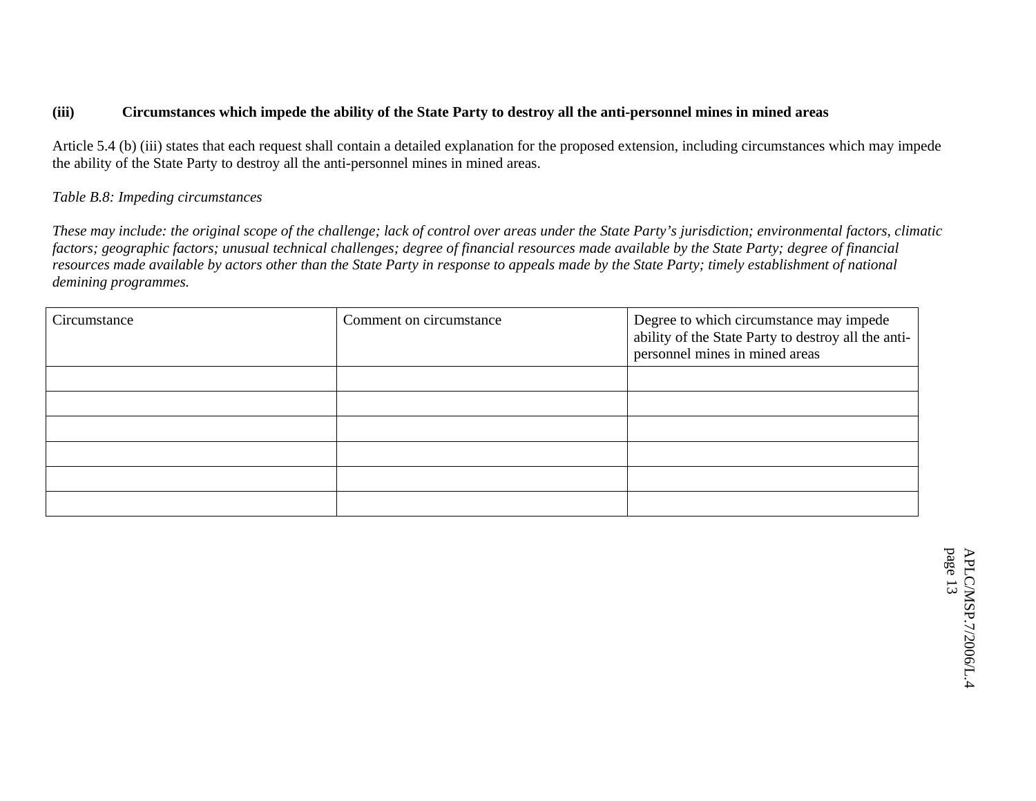**(iii) Circumstances which impede the ability of the State Party to destroy all the anti-personnel mines in mined areas**

Article 5.4 (b) (iii) states that each request shall contain a detailed explanation for the proposed extension, including circumstances which may impede the ability of the State Party to destroy all the anti-personnel mines in mined areas.

*Table B.8: Impeding circumstances*

*These may include: the original scope of the challenge; lack of control over areas under the State Party's jurisdiction; environmental factors, climatic factors; geographic factors; unusual technical challenges; degree of financial resources made available by the State Party; degree of financial resources made available by actors other than the State Party in response to appeals made by the State Party; timely establishment of national demining programmes.*

| Circumstance | Comment on circumstance | Degree to which circumstance may impede ability of the State Party to destroy all the anti-personnel mines in mined areas |
|---|---|---|
| | | |
| | | |
| | | |
| | | |
| | | |
| | | |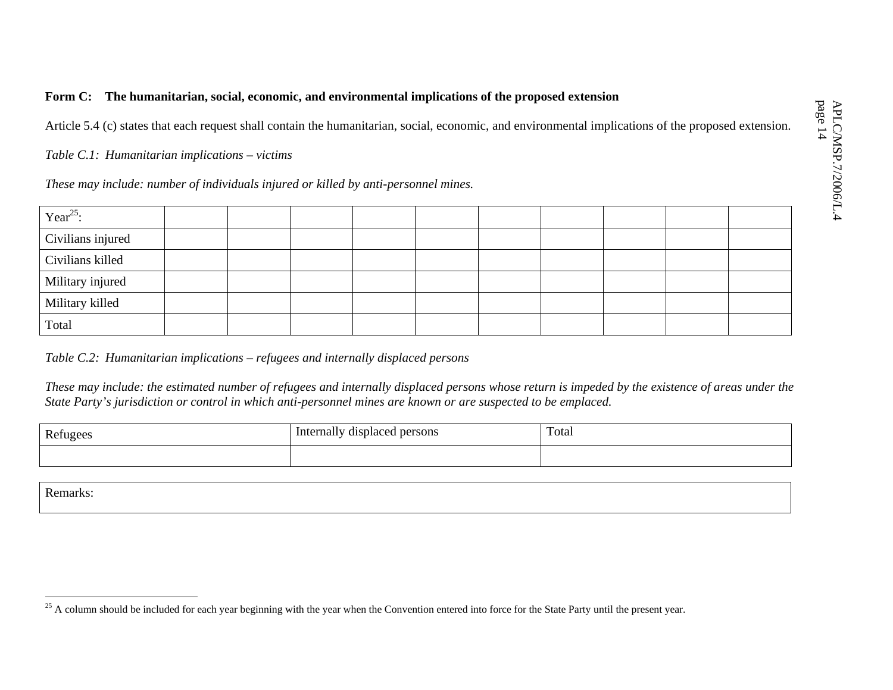**Form C: The humanitarian, social, economic, and environmental implications of the proposed extension**

Article 5.4 (c) states that each request shall contain the humanitarian, social, economic, and environmental implications of the proposed extension.

*Table C.1: Humanitarian implications – victims*

*These may include: number of individuals injured or killed by anti-personnel mines.*

| Year[25]: | | | | | | | | | | |
|---|---|---|---|---|---|---|---|---|---|---|
| Civilians injured | | | | | | | | | | |
| Civilians killed | | | | | | | | | | |
| Military injured | | | | | | | | | | |
| Military killed | | | | | | | | | | |
| Total | | | | | | | | | | |

*Table C.2: Humanitarian implications – refugees and internally displaced persons*

*These may include: the estimated number of refugees and internally displaced persons whose return is impeded by the existence of areas under the State Party's jurisdiction or control in which anti-personnel mines are known or are suspected to be emplaced.*

| Refugees | Internally displaced persons | Total |
|---|---|---|
| | | |

| Remarks: |
|---|
| |

[25] A column should be included for each year beginning with the year when the Convention entered into force for the State Party until the present year.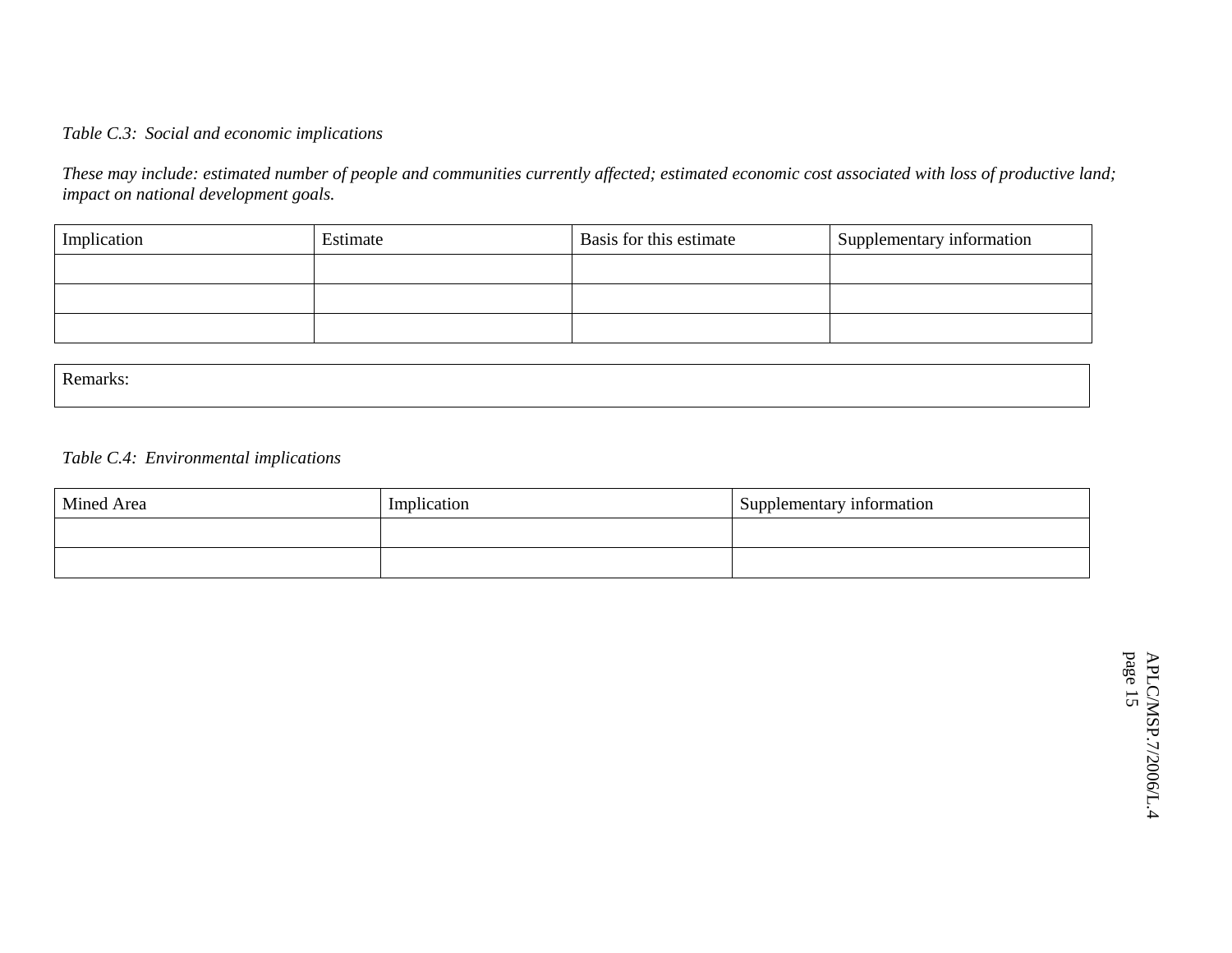*Table C.3: Social and economic implications*

*These may include: estimated number of people and communities currently affected; estimated economic cost associated with loss of productive land; impact on national development goals.*

| Implication | Estimate | Basis for this estimate | Supplementary information |
|---|---|---|---|
| | | | |
| | | | |
| | | | |

| Remarks: |
|---|

*Table C.4: Environmental implications*

| Mined Area | Implication | Supplementary information |
|---|---|---|
| | | |
| | | |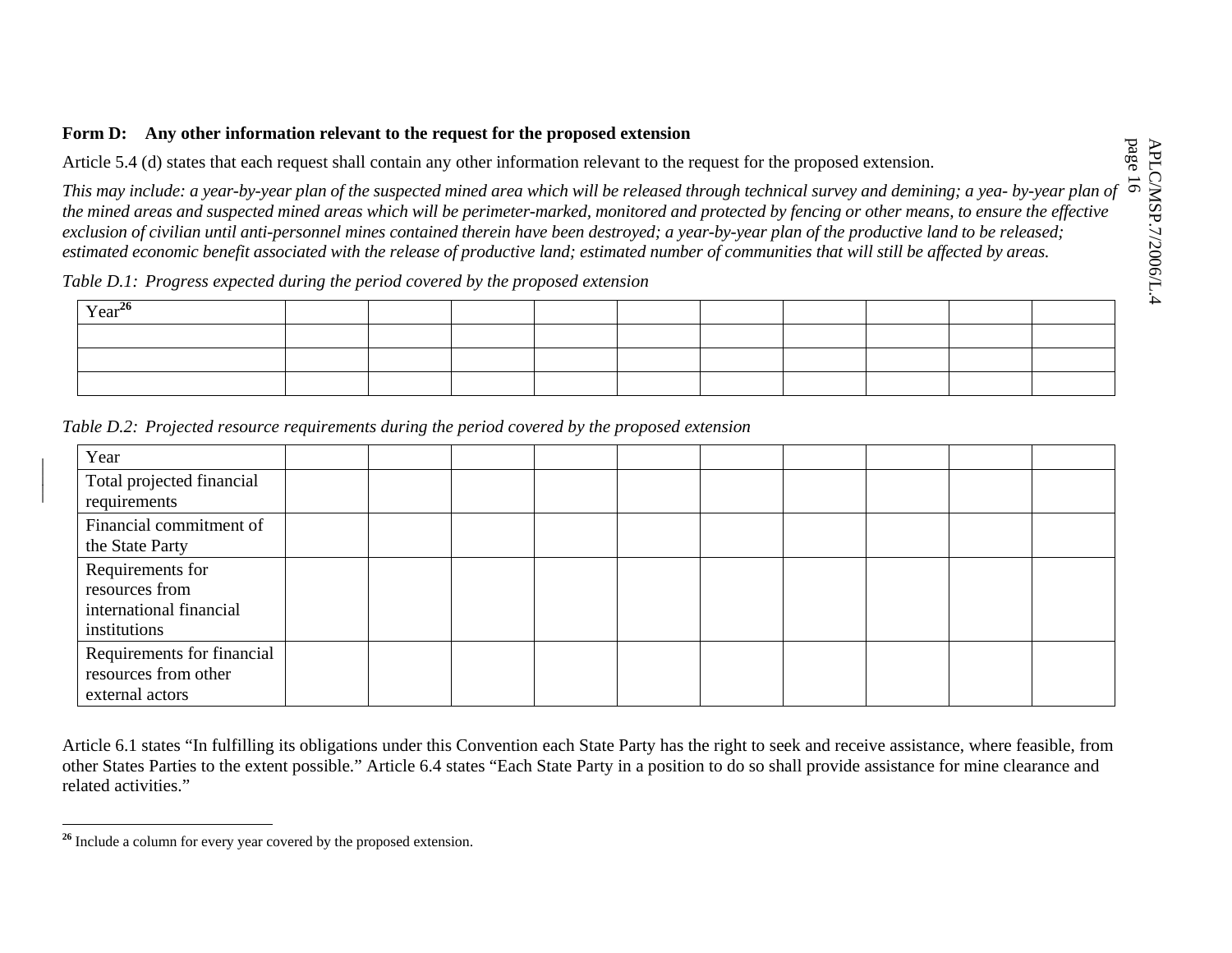**Form D: Any other information relevant to the request for the proposed extension**

Article 5.4 (d) states that each request shall contain any other information relevant to the request for the proposed extension.

*This may include: a year-by-year plan of the suspected mined area which will be released through technical survey and demining; a yea- by-year plan of the mined areas and suspected mined areas which will be perimeter-marked, monitored and protected by fencing or other means, to ensure the effective exclusion of civilian until anti-personnel mines contained therein have been destroyed; a year-by-year plan of the productive land to be released; estimated economic benefit associated with the release of productive land; estimated number of communities that will still be affected by areas.*

*Table D.1: Progress expected during the period covered by the proposed extension*

| Year[26] | | | | | | | | | | |
|---|---|---|---|---|---|---|---|---|---|---|
| | | | | | | | | | | |
| | | | | | | | | | | |
| | | | | | | | | | | |

*Table D.2: Projected resource requirements during the period covered by the proposed extension*

| Year | | | | | | | | | | |
|---|---|---|---|---|---|---|---|---|---|---|
| Total projected financial requirements | | | | | | | | | | |
| Financial commitment of the State Party | | | | | | | | | | |
| Requirements for resources from international financial institutions | | | | | | | | | | |
| Requirements for financial resources from other external actors | | | | | | | | | | |

Article 6.1 states "In fulfilling its obligations under this Convention each State Party has the right to seek and receive assistance, where feasible, from other States Parties to the extent possible." Article 6.4 states "Each State Party in a position to do so shall provide assistance for mine clearance and related activities."

---

[26] Include a column for every year covered by the proposed extension.